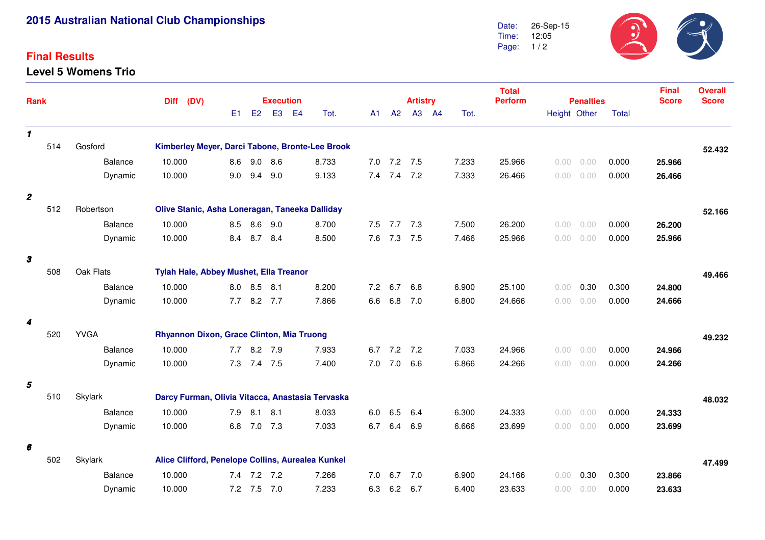# 2015 Australian National Club Championships

Date: 26-Sep-15
Time: 12:05

## Final Results

### Level 5 Womens Trio

| Rank | | | Diff (DV) | Execution E1 | E2 | E3 | E4 | Tot. | Artistry A1 | A2 | A3 | A4 | Tot. | Total Perform | Penalties Height | Other | Total | Final Score | Overall Score |
|---|---|---|---|---|---|---|---|---|---|---|---|---|---|---|---|---|---|---|---|
| **1** | | | | | | | | | | | | | | | | | | | |
| 514 | Gosford | **Kimberley Meyer, Darci Tabone, Bronte-Lee Brook** | | | | | | | | | | | | | | | | | **52.432** |
| | | Balance | 10.000 | 8.6 | 9.0 | 8.6 | | 8.733 | 7.0 | 7.2 | 7.5 | | 7.233 | 25.966 | 0.00 | 0.00 | 0.000 | **25.966** | |
| | | Dynamic | 10.000 | 9.0 | 9.4 | 9.0 | | 9.133 | 7.4 | 7.4 | 7.2 | | 7.333 | 26.466 | 0.00 | 0.00 | 0.000 | **26.466** | |
| **2** | | | | | | | | | | | | | | | | | | | |
| 512 | Robertson | **Olive Stanic, Asha Loneragan, Taneeka Dalliday** | | | | | | | | | | | | | | | | | **52.166** |
| | | Balance | 10.000 | 8.5 | 8.6 | 9.0 | | 8.700 | 7.5 | 7.7 | 7.3 | | 7.500 | 26.200 | 0.00 | 0.00 | 0.000 | **26.200** | |
| | | Dynamic | 10.000 | 8.4 | 8.7 | 8.4 | | 8.500 | 7.6 | 7.3 | 7.5 | | 7.466 | 25.966 | 0.00 | 0.00 | 0.000 | **25.966** | |
| **3** | | | | | | | | | | | | | | | | | | | |
| 508 | Oak Flats | **Tylah Hale, Abbey Mushet, Ella Treanor** | | | | | | | | | | | | | | | | | **49.466** |
| | | Balance | 10.000 | 8.0 | 8.5 | 8.1 | | 8.200 | 7.2 | 6.7 | 6.8 | | 6.900 | 25.100 | 0.00 | 0.30 | 0.300 | **24.800** | |
| | | Dynamic | 10.000 | 7.7 | 8.2 | 7.7 | | 7.866 | 6.6 | 6.8 | 7.0 | | 6.800 | 24.666 | 0.00 | 0.00 | 0.000 | **24.666** | |
| **4** | | | | | | | | | | | | | | | | | | | |
| 520 | YVGA | **Rhyannon Dixon, Grace Clinton, Mia Truong** | | | | | | | | | | | | | | | | | **49.232** |
| | | Balance | 10.000 | 7.7 | 8.2 | 7.9 | | 7.933 | 6.7 | 7.2 | 7.2 | | 7.033 | 24.966 | 0.00 | 0.00 | 0.000 | **24.966** | |
| | | Dynamic | 10.000 | 7.3 | 7.4 | 7.5 | | 7.400 | 7.0 | 7.0 | 6.6 | | 6.866 | 24.266 | 0.00 | 0.00 | 0.000 | **24.266** | |
| **5** | | | | | | | | | | | | | | | | | | | |
| 510 | Skylark | **Darcy Furman, Olivia Vitacca, Anastasia Tervaska** | | | | | | | | | | | | | | | | | **48.032** |
| | | Balance | 10.000 | 7.9 | 8.1 | 8.1 | | 8.033 | 6.0 | 6.5 | 6.4 | | 6.300 | 24.333 | 0.00 | 0.00 | 0.000 | **24.333** | |
| | | Dynamic | 10.000 | 6.8 | 7.0 | 7.3 | | 7.033 | 6.7 | 6.4 | 6.9 | | 6.666 | 23.699 | 0.00 | 0.00 | 0.000 | **23.699** | |
| **6** | | | | | | | | | | | | | | | | | | | |
| 502 | Skylark | **Alice Clifford, Penelope Collins, Aurealea Kunkel** | | | | | | | | | | | | | | | | | **47.499** |
| | | Balance | 10.000 | 7.4 | 7.2 | 7.2 | | 7.266 | 7.0 | 6.7 | 7.0 | | 6.900 | 24.166 | 0.00 | 0.30 | 0.300 | **23.866** | |
| | | Dynamic | 10.000 | 7.2 | 7.5 | 7.0 | | 7.233 | 6.3 | 6.2 | 6.7 | | 6.400 | 23.633 | 0.00 | 0.00 | 0.000 | **23.633** | |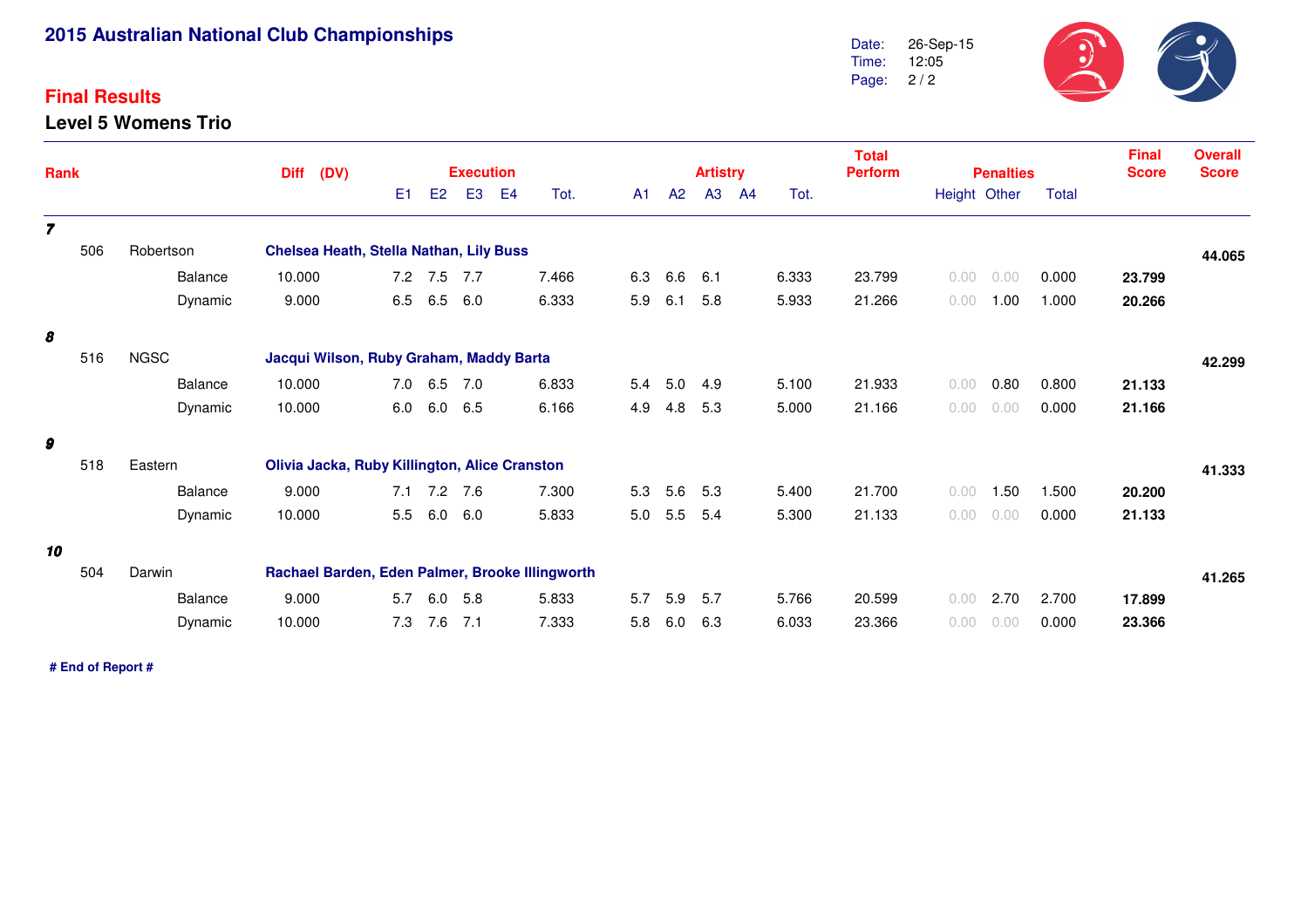## 2015 Australian National Club Championships

Date: 26-Sep-15
Time: 12:05

### Final Results

### Level 5 Womens Trio

| Rank | | | Diff (DV) | Execution E1 | E2 | E3 | E4 | Tot. | Artistry A1 | A2 | A3 | A4 | Tot. | Total Perform | Penalties Height | Other | Total | Final Score | Overall Score |
|---|---|---|---|---|---|---|---|---|---|---|---|---|---|---|---|---|---|---|---|
| **7** | | | | | | | | | | | | | | | | | | | |
| 506 | Robertson | | **Chelsea Heath, Stella Nathan, Lily Buss** | | | | | | | | | | | | | | | | **44.065** |
| | | Balance | 10.000 | 7.2 | 7.5 | 7.7 | | 7.466 | 6.3 | 6.6 | 6.1 | | 6.333 | 23.799 | 0.00 | 0.00 | 0.000 | **23.799** | |
| | | Dynamic | 9.000 | 6.5 | 6.5 | 6.0 | | 6.333 | 5.9 | 6.1 | 5.8 | | 5.933 | 21.266 | 0.00 | 1.00 | 1.000 | **20.266** | |
| **8** | | | | | | | | | | | | | | | | | | | |
| 516 | NGSC | | **Jacqui Wilson, Ruby Graham, Maddy Barta** | | | | | | | | | | | | | | | | **42.299** |
| | | Balance | 10.000 | 7.0 | 6.5 | 7.0 | | 6.833 | 5.4 | 5.0 | 4.9 | | 5.100 | 21.933 | 0.00 | 0.80 | 0.800 | **21.133** | |
| | | Dynamic | 10.000 | 6.0 | 6.0 | 6.5 | | 6.166 | 4.9 | 4.8 | 5.3 | | 5.000 | 21.166 | 0.00 | 0.00 | 0.000 | **21.166** | |
| **9** | | | | | | | | | | | | | | | | | | | |
| 518 | Eastern | | **Olivia Jacka, Ruby Killington, Alice Cranston** | | | | | | | | | | | | | | | | **41.333** |
| | | Balance | 9.000 | 7.1 | 7.2 | 7.6 | | 7.300 | 5.3 | 5.6 | 5.3 | | 5.400 | 21.700 | 0.00 | 1.50 | 1.500 | **20.200** | |
| | | Dynamic | 10.000 | 5.5 | 6.0 | 6.0 | | 5.833 | 5.0 | 5.5 | 5.4 | | 5.300 | 21.133 | 0.00 | 0.00 | 0.000 | **21.133** | |
| **10** | | | | | | | | | | | | | | | | | | | |
| 504 | Darwin | | **Rachael Barden, Eden Palmer, Brooke Illingworth** | | | | | | | | | | | | | | | | **41.265** |
| | | Balance | 9.000 | 5.7 | 6.0 | 5.8 | | 5.833 | 5.7 | 5.9 | 5.7 | | 5.766 | 20.599 | 0.00 | 2.70 | 2.700 | **17.899** | |
| | | Dynamic | 10.000 | 7.3 | 7.6 | 7.1 | | 7.333 | 5.8 | 6.0 | 6.3 | | 6.033 | 23.366 | 0.00 | 0.00 | 0.000 | **23.366** | |

**# End of Report #**